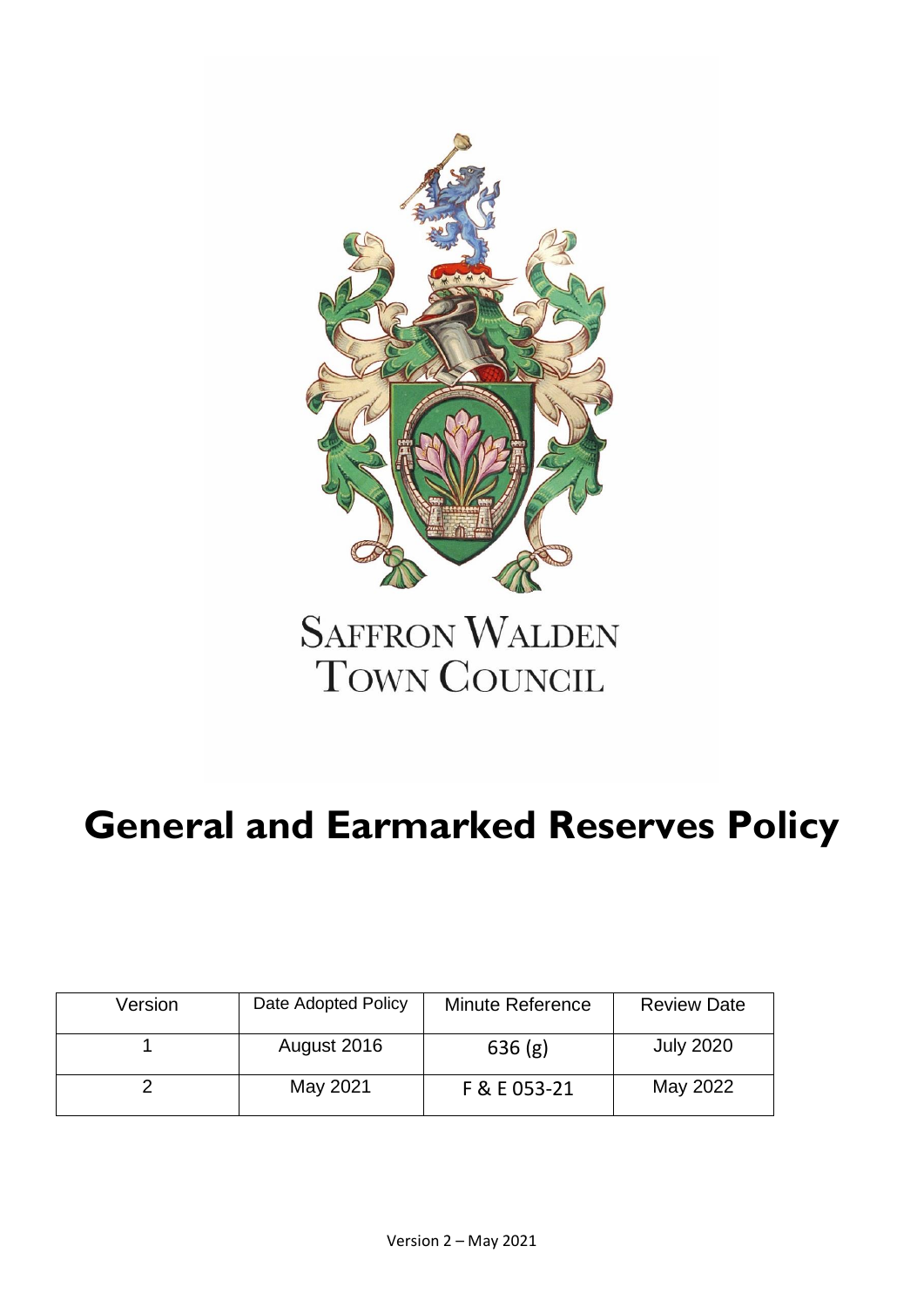SAFFRON WALDEN
TOWN COUNCIL

# General and Earmarked Reserves Policy

| Version | Date Adopted Policy | Minute Reference | Review Date |
|---|---|---|---|
| 1 | August 2016 | 636 (g) | July 2020 |
| 2 | May 2021 | F & E 053-21 | May 2022 |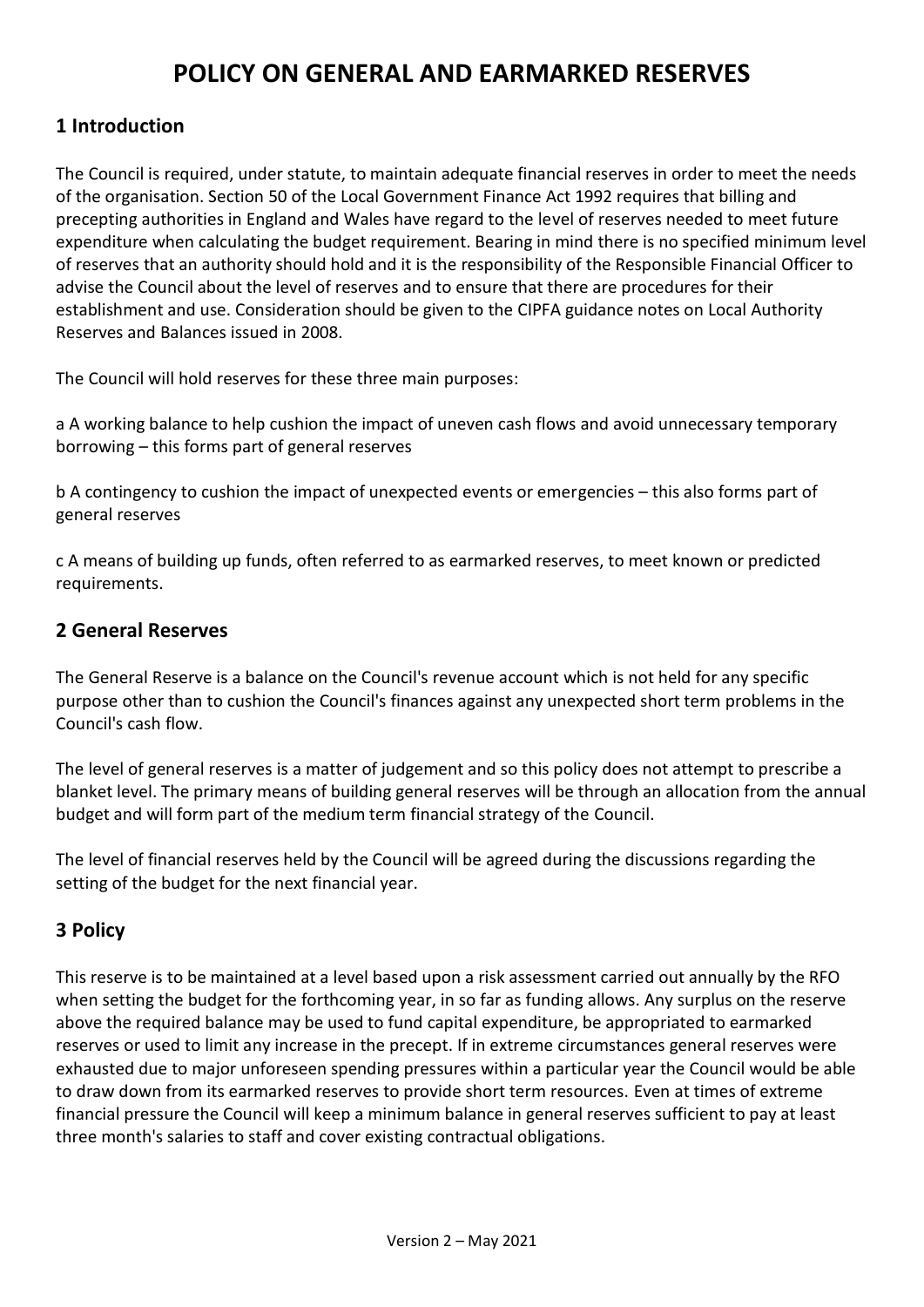# POLICY ON GENERAL AND EARMARKED RESERVES

## 1 Introduction

The Council is required, under statute, to maintain adequate financial reserves in order to meet the needs of the organisation. Section 50 of the Local Government Finance Act 1992 requires that billing and precepting authorities in England and Wales have regard to the level of reserves needed to meet future expenditure when calculating the budget requirement. Bearing in mind there is no specified minimum level of reserves that an authority should hold and it is the responsibility of the Responsible Financial Officer to advise the Council about the level of reserves and to ensure that there are procedures for their establishment and use. Consideration should be given to the CIPFA guidance notes on Local Authority Reserves and Balances issued in 2008.

The Council will hold reserves for these three main purposes:

a A working balance to help cushion the impact of uneven cash flows and avoid unnecessary temporary borrowing – this forms part of general reserves

b A contingency to cushion the impact of unexpected events or emergencies – this also forms part of general reserves

c A means of building up funds, often referred to as earmarked reserves, to meet known or predicted requirements.

## 2 General Reserves

The General Reserve is a balance on the Council's revenue account which is not held for any specific purpose other than to cushion the Council's finances against any unexpected short term problems in the Council's cash flow.

The level of general reserves is a matter of judgement and so this policy does not attempt to prescribe a blanket level. The primary means of building general reserves will be through an allocation from the annual budget and will form part of the medium term financial strategy of the Council.

The level of financial reserves held by the Council will be agreed during the discussions regarding the setting of the budget for the next financial year.

## 3 Policy

This reserve is to be maintained at a level based upon a risk assessment carried out annually by the RFO when setting the budget for the forthcoming year, in so far as funding allows. Any surplus on the reserve above the required balance may be used to fund capital expenditure, be appropriated to earmarked reserves or used to limit any increase in the precept. If in extreme circumstances general reserves were exhausted due to major unforeseen spending pressures within a particular year the Council would be able to draw down from its earmarked reserves to provide short term resources. Even at times of extreme financial pressure the Council will keep a minimum balance in general reserves sufficient to pay at least three month's salaries to staff and cover existing contractual obligations.

Version 2 – May 2021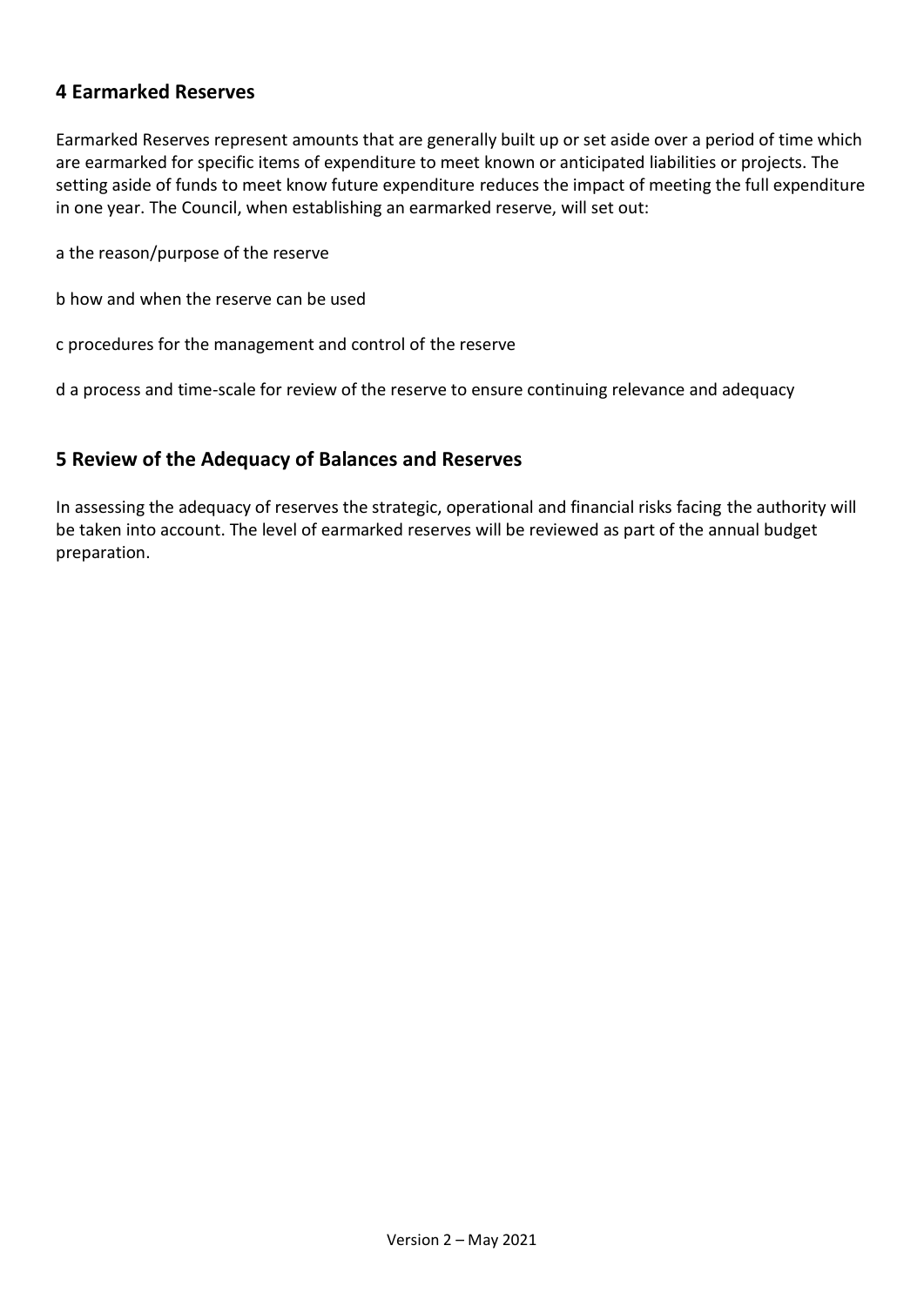## 4 Earmarked Reserves

Earmarked Reserves represent amounts that are generally built up or set aside over a period of time which are earmarked for specific items of expenditure to meet known or anticipated liabilities or projects. The setting aside of funds to meet know future expenditure reduces the impact of meeting the full expenditure in one year. The Council, when establishing an earmarked reserve, will set out:

a the reason/purpose of the reserve

b how and when the reserve can be used

c procedures for the management and control of the reserve

d a process and time-scale for review of the reserve to ensure continuing relevance and adequacy

## 5 Review of the Adequacy of Balances and Reserves

In assessing the adequacy of reserves the strategic, operational and financial risks facing the authority will be taken into account. The level of earmarked reserves will be reviewed as part of the annual budget preparation.

Version 2 – May 2021